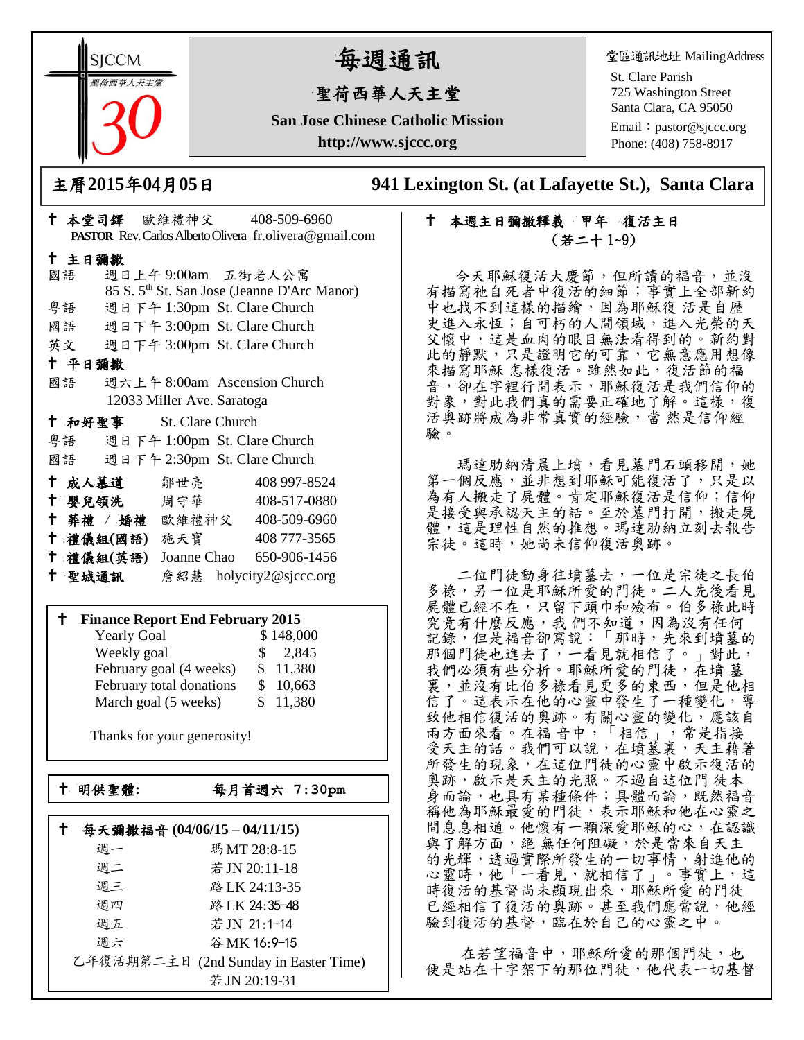SJCCM 聖荷西華人天主堂 30

# 每週通訊

## 聖荷西華人天主堂

**San Jose Chinese Catholic Mission**

**http://www.sjccc.org**

堂區通訊地址 MailingAddress
St. Clare Parish
725 Washington Street
Santa Clara, CA 95050
Email：pastor@sjccc.org
Phone: (408) 758-8917

## 主曆2015年04月05日　　941 Lexington St. (at Lafayette St.), Santa Clara

**† 本堂司鐸** 歐維禮神父 408-509-6960
**PASTOR** Rev. Carlos Alberto Olivera fr.olivera@gmail.com

**† 主日彌撒**

國語 週日上午 9:00am 五街老人公寓
85 S. 5th St. San Jose (Jeanne D'Arc Manor)
粵語 週日下午 1:30pm St. Clare Church
國語 週日下午 3:00pm St. Clare Church
英文 週日下午 3:00pm St. Clare Church

**† 平日彌撒**

國語 週六上午 8:00am Ascension Church
12033 Miller Ave. Saratoga

**† 和好聖事** St. Clare Church

粵語 週日下午 1:00pm St. Clare Church
國語 週日下午 2:30pm St. Clare Church

**† 成人慕道** 鄒世亮 408 997-8524
**† 嬰兒領洗** 周守華 408-517-0880
**† 葬禮 / 婚禮** 歐維禮神父 408-509-6960
**† 禮儀組(國語)** 施天寶 408 777-3565
**† 禮儀組(英語)** Joanne Chao 650-906-1456
**† 聖城通訊** 詹紹慧 holycity2@sjccc.org

**† Finance Report End February 2015**

| | |
|---|---|
| Yearly Goal | $ 148,000 |
| Weekly goal | $ 2,845 |
| February goal (4 weeks) | $ 11,380 |
| February total donations | $ 10,663 |
| March goal (5 weeks) | $ 11,380 |

Thanks for your generosity!

**† 明供聖體:** **每月首週六 7:30pm**

**† 每天彌撒福音 (04/06/15 – 04/11/15)**

| | |
|---|---|
| 週一 | 瑪 MT 28:8-15 |
| 週二 | 若 JN 20:11-18 |
| 週三 | 路 LK 24:13-35 |
| 週四 | 路 LK 24:35-48 |
| 週五 | 若 JN 21:1-14 |
| 週六 | 谷 MK 16:9-15 |

乙年復活期第二主日 (2nd Sunday in Easter Time)
若 JN 20:19-31

**† 本週主日彌撒釋義 甲年 復活主日**
**(若二十 1~9)**

今天耶穌復活大慶節，但所讀的福音，並沒有描寫祂自死者中復活的細節；事實上全部新約中也找不到這樣的描繪，因為耶穌復 活是自歷史進入永恆；自可朽的人間領域，進入光榮的天父懷中，這是血肉的眼目無法看得到的。新約對此的靜默，只是證明它的可靠，它無意應用想像來描寫耶穌 怎樣復活。雖然如此，復活節的福音，卻在字裡行間表示，耶穌復活是我們信仰的對象，對此我們真的需要正確地了解。這樣，復活奧跡將成為非常真實的經驗，當 然是信仰經驗。

瑪達肋納清晨上墳，看見墓門石頭移開，她第一個反應，並非想到耶穌可能復活了，只是以為有人搬走了屍體。肯定耶穌復活是信仰；信仰是接受與承認天主的話。至於墓門打開，搬走屍體，這是理性自然的推想。瑪達肋納立刻去報告宗徒。這時，她尚未信仰復活奧跡。

二位門徒動身往墳墓去，一位是宗徒之長伯多祿，另一位是耶穌所愛的門徒。二人先後看見屍體已經不在，只留下頭巾和殮布。伯多祿此時究竟有什麼反應，我 們不知道，因為沒有任何記錄，但是福音卻寫說：「那時，先來到墳墓的那個門徒也進去了，一看見就相信了。」對此，我們必須有些分析。耶穌所愛的門徒，在墳 墓裏，並沒有比伯多祿看見更多的東西，但是他相信了。這表示在他的心靈中發生了一種變化，導致他相信復活的奧跡。有關心靈的變化，應該自兩方面來看。在福 音中，「相信」，常是指接受天主的話。我們可以說，在墳墓裏，天主藉著所發生的現象，在這位門徒的心靈中啟示復活的奧跡，啟示是天主的光照。不過自這位門 徒本身而論，也具有某種條件；具體而論，既然福音稱他為耶穌最愛的門徒，表示耶穌和他在心靈之間息息相通。他懷有一顆深愛耶穌的心，在認識與了解方面，絕 無任何阻礙，於是當來自天主的光輝，透過實際所發生的一切事情，射進他的心靈時，他「一看見，就相信了」。事實上，這時復活的基督尚未顯現出來，耶穌所愛 的門徒已經相信了復活的奧跡。甚至我們應當說，他經驗到復活的基督，臨在於自己的心靈之中。

在若望福音中，耶穌所愛的那個門徒，也便是站在十字架下的那位門徒，他代表一切基督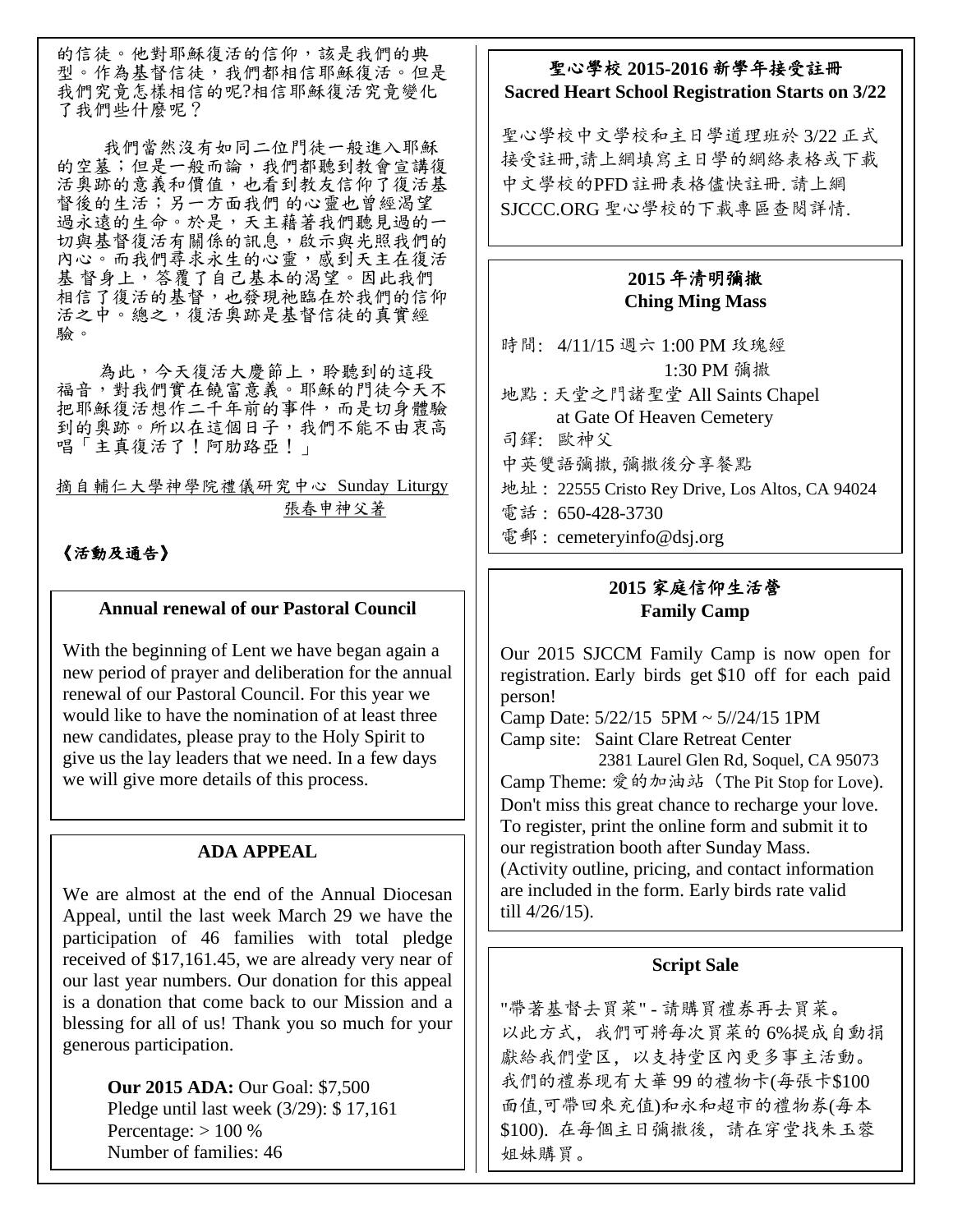的信徒。他對耶穌復活的信仰，該是我們的典型。作為基督信徒，我們都相信耶穌復活。但是我們究竟怎樣相信的呢?相信耶穌復活究竟變化了我們些什麼呢？

我們當然沒有如同二位門徒一般進入耶穌的空墓；但是一般而論，我們都聽到教會宣講復活奧跡的意義和價值，也看到教友信仰了復活基督後的生活；另一方面我們 的心靈也曾經渴望過永遠的生命。於是，天主藉著我們聽見過的一切與基督復活有關係的訊息，啟示與光照我們的內心。而我們尋求永生的心靈，感到天主在復活基 督身上，答覆了自己基本的渴望。因此我們相信了復活的基督，也發現祂臨在於我們的信仰活之中。總之，復活奧跡是基督信徒的真實經驗。

為此，今天復活大慶節上，聆聽到的這段福音，對我們實在饒富意義。耶穌的門徒今天不把耶穌復活想作二千年前的事件，而是切身體驗到的奧跡。所以在這個日子，我們不能不由衷高唱「主真復活了！阿肋路亞！」

摘自輔仁大學神學院禮儀研究中心 Sunday Liturgy 張春申神父著

### 《活動及通告》

### Annual renewal of our Pastoral Council

With the beginning of Lent we have began again a new period of prayer and deliberation for the annual renewal of our Pastoral Council. For this year we would like to have the nomination of at least three new candidates, please pray to the Holy Spirit to give us the lay leaders that we need. In a few days we will give more details of this process.

### ADA APPEAL

We are almost at the end of the Annual Diocesan Appeal, until the last week March 29 we have the participation of 46 families with total pledge received of $17,161.45, we are already very near of our last year numbers. Our donation for this appeal is a donation that come back to our Mission and a blessing for all of us! Thank you so much for your generous participation.

**Our 2015 ADA:** Our Goal: $7,500
Pledge until last week (3/29): $ 17,161
Percentage: > 100 %
Number of families: 46

### 聖心學校 2015-2016 新學年接受註冊
### Sacred Heart School Registration Starts on 3/22

聖心學校中文學校和主日學道理班於 3/22 正式接受註冊,請上網填寫主日學的網絡表格或下載中文學校的PFD 註冊表格儘快註冊. 請上網 SJCCC.ORG 聖心學校的下載專區查閱詳情.

### 2015 年清明彌撒
### Ching Ming Mass

時間: 4/11/15 週六 1:00 PM 玫瑰經
1:30 PM 彌撒
地點 : 天堂之門諸聖堂 All Saints Chapel at Gate Of Heaven Cemetery
司鐸: 歐神父
中英雙語彌撒, 彌撒後分享餐點
地址 : 22555 Cristo Rey Drive, Los Altos, CA 94024
電話 : 650-428-3730
電郵 : cemeteryinfo@dsj.org

### 2015 家庭信仰生活營
### Family Camp

Our 2015 SJCCM Family Camp is now open for registration. Early birds get $10 off for each paid person!
Camp Date: 5/22/15 5PM ~ 5//24/15 1PM
Camp site: Saint Clare Retreat Center
2381 Laurel Glen Rd, Soquel, CA 95073
Camp Theme: 愛的加油站（The Pit Stop for Love).
Don't miss this great chance to recharge your love.
To register, print the online form and submit it to our registration booth after Sunday Mass.
(Activity outline, pricing, and contact information are included in the form. Early birds rate valid till 4/26/15).

### Script Sale

"帶著基督去買菜" - 請購買禮券再去買菜。以此方式，我們可將每次買菜的 6%提成自動捐獻給我們堂区，以支持堂区內更多事主活動。我們的禮券现有大華 99 的禮物卡(每張卡$100 面值,可帶回來充值)和永和超市的禮物券(每本 $100). 在每個主日彌撒後，請在穿堂找朱玉蓉姐妹購買。